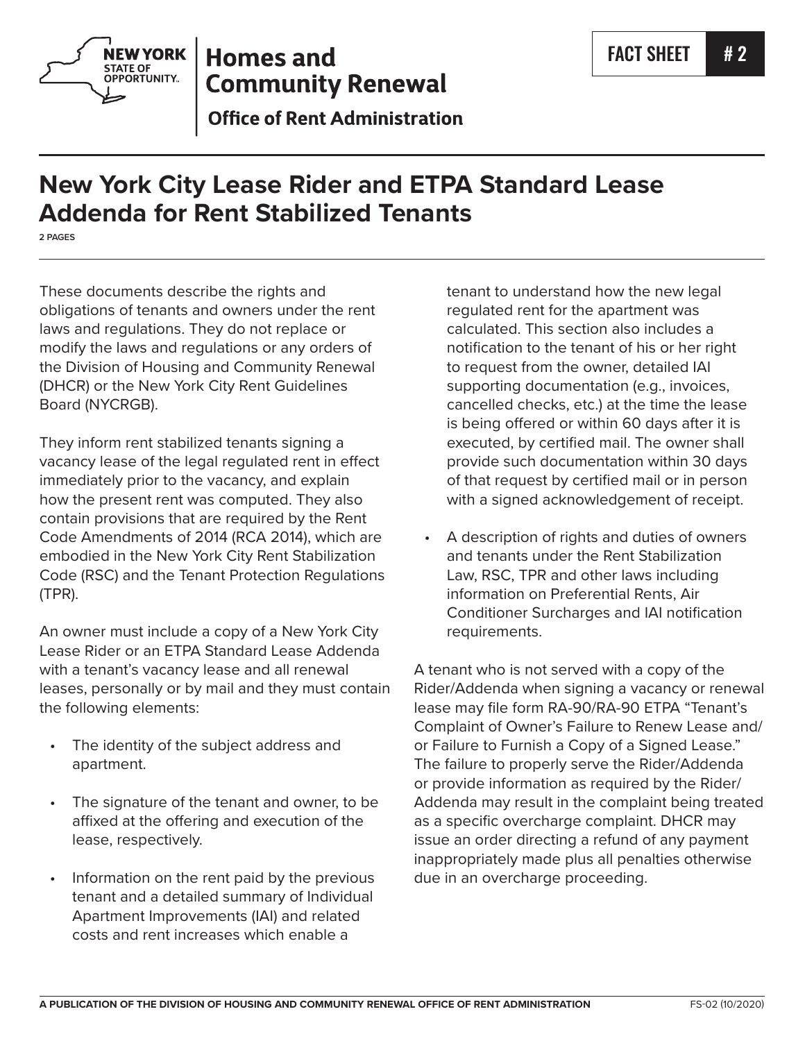Homes and Community Renewal

Office of Rent Administration

FACT SHEET # 2

# New York City Lease Rider and ETPA Standard Lease Addenda for Rent Stabilized Tenants

**2 PAGES**

These documents describe the rights and obligations of tenants and owners under the rent laws and regulations. They do not replace or modify the laws and regulations or any orders of the Division of Housing and Community Renewal (DHCR) or the New York City Rent Guidelines Board (NYCRGB).

They inform rent stabilized tenants signing a vacancy lease of the legal regulated rent in effect immediately prior to the vacancy, and explain how the present rent was computed. They also contain provisions that are required by the Rent Code Amendments of 2014 (RCA 2014), which are embodied in the New York City Rent Stabilization Code (RSC) and the Tenant Protection Regulations (TPR).

An owner must include a copy of a New York City Lease Rider or an ETPA Standard Lease Addenda with a tenant's vacancy lease and all renewal leases, personally or by mail and they must contain the following elements:

- The identity of the subject address and apartment.
- The signature of the tenant and owner, to be affixed at the offering and execution of the lease, respectively.
- Information on the rent paid by the previous tenant and a detailed summary of Individual Apartment Improvements (IAI) and related costs and rent increases which enable a tenant to understand how the new legal regulated rent for the apartment was calculated. This section also includes a notification to the tenant of his or her right to request from the owner, detailed IAI supporting documentation (e.g., invoices, cancelled checks, etc.) at the time the lease is being offered or within 60 days after it is executed, by certified mail. The owner shall provide such documentation within 30 days of that request by certified mail or in person with a signed acknowledgement of receipt.
- A description of rights and duties of owners and tenants under the Rent Stabilization Law, RSC, TPR and other laws including information on Preferential Rents, Air Conditioner Surcharges and IAI notification requirements.

A tenant who is not served with a copy of the Rider/Addenda when signing a vacancy or renewal lease may file form RA-90/RA-90 ETPA "Tenant's Complaint of Owner's Failure to Renew Lease and/or Failure to Furnish a Copy of a Signed Lease." The failure to properly serve the Rider/Addenda or provide information as required by the Rider/Addenda may result in the complaint being treated as a specific overcharge complaint. DHCR may issue an order directing a refund of any payment inappropriately made plus all penalties otherwise due in an overcharge proceeding.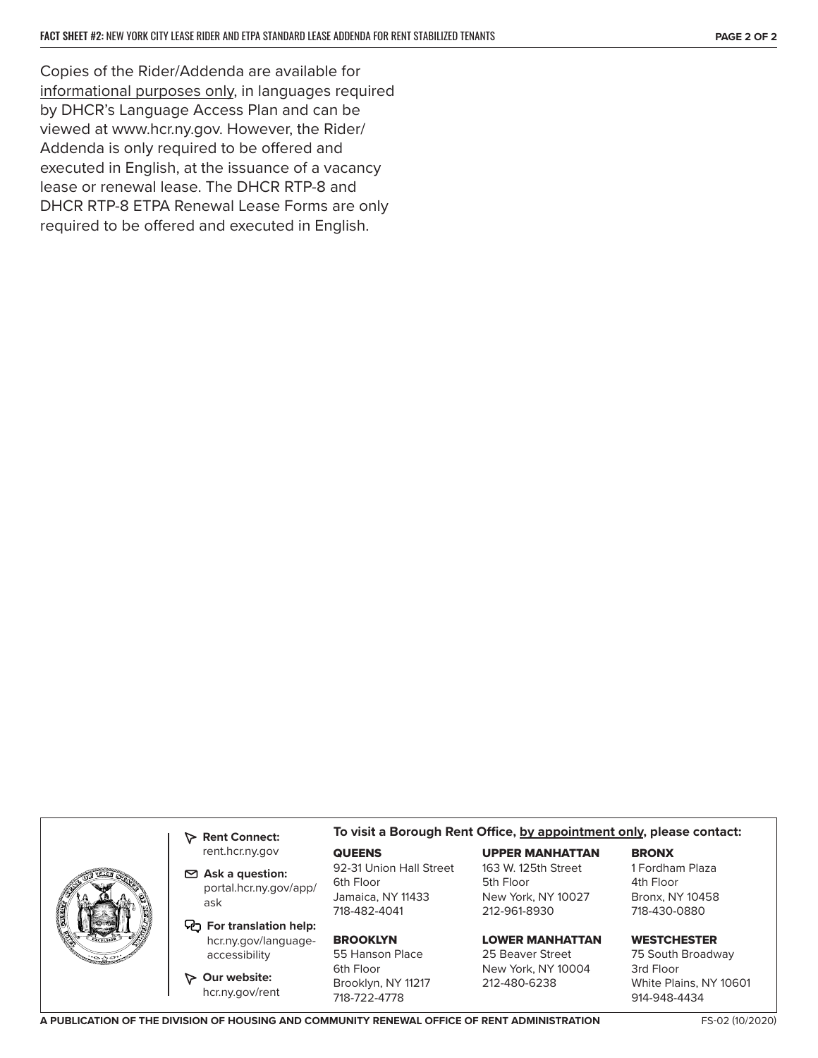Copies of the Rider/Addenda are available for informational purposes only, in languages required by DHCR's Language Access Plan and can be viewed at www.hcr.ny.gov. However, the Rider/Addenda is only required to be offered and executed in English, at the issuance of a vacancy lease or renewal lease. The DHCR RTP-8 and DHCR RTP-8 ETPA Renewal Lease Forms are only required to be offered and executed in English.

**Rent Connect:** rent.hcr.ny.gov

**Ask a question:** portal.hcr.ny.gov/app/ask

**For translation help:** hcr.ny.gov/language-accessibility

**Our website:** hcr.ny.gov/rent

**To visit a Borough Rent Office, by appointment only, please contact:**

**QUEENS**
92-31 Union Hall Street
6th Floor
Jamaica, NY 11433
718-482-4041

**BROOKLYN**
55 Hanson Place
6th Floor
Brooklyn, NY 11217
718-722-4778

**UPPER MANHATTAN**
163 W. 125th Street
5th Floor
New York, NY 10027
212-961-8930

**LOWER MANHATTAN**
25 Beaver Street
New York, NY 10004
212-480-6238

**BRONX**
1 Fordham Plaza
4th Floor
Bronx, NY 10458
718-430-0880

**WESTCHESTER**
75 South Broadway
3rd Floor
White Plains, NY 10601
914-948-4434

**A PUBLICATION OF THE DIVISION OF HOUSING AND COMMUNITY RENEWAL OFFICE OF RENT ADMINISTRATION** FS-02 (10/2020)